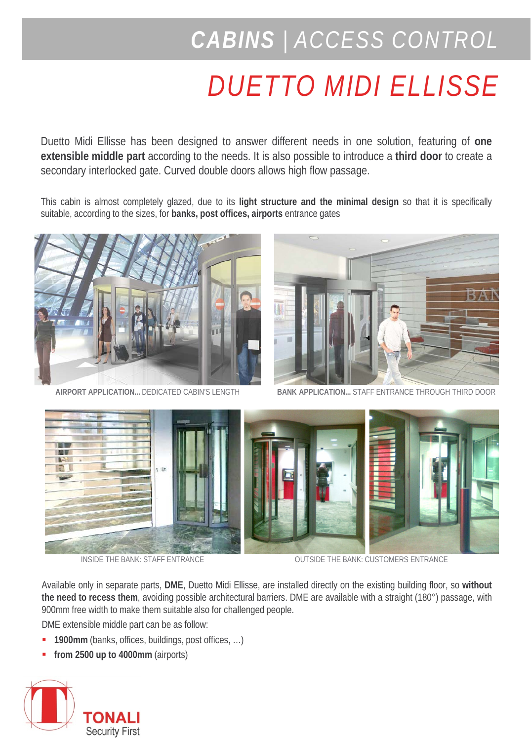# CABINS | ACCESS CONTROL

# DUETTO MIDI ELLISSE

Duetto Midi Ellisse has been designed to answer different needs in one solution, featuring of **one extensible middle part** according to the needs. It is also possible to introduce a **third door** to create a secondary interlocked gate. Curved double doors allows high flow passage.

This cabin is almost completely glazed, due to its **light structure and the minimal design** so that it is specifically suitable, according to the sizes, for **banks, post offices, airports** entrance gates

**AIRPORT APPLICATION...** DEDICATED CABIN'S LENGTH

**BANK APPLICATION...** STAFF ENTRANCE THROUGH THIRD DOOR

INSIDE THE BANK: STAFF ENTRANCE

OUTSIDE THE BANK: CUSTOMERS ENTRANCE

Available only in separate parts, **DME**, Duetto Midi Ellisse, are installed directly on the existing building floor, so **without the need to recess them**, avoiding possible architectural barriers. DME are available with a straight (180°) passage, with 900mm free width to make them suitable also for challenged people.

DME extensible middle part can be as follow:

- **1900mm** (banks, offices, buildings, post offices, …)
- **from 2500 up to 4000mm** (airports)

TONALI
Security First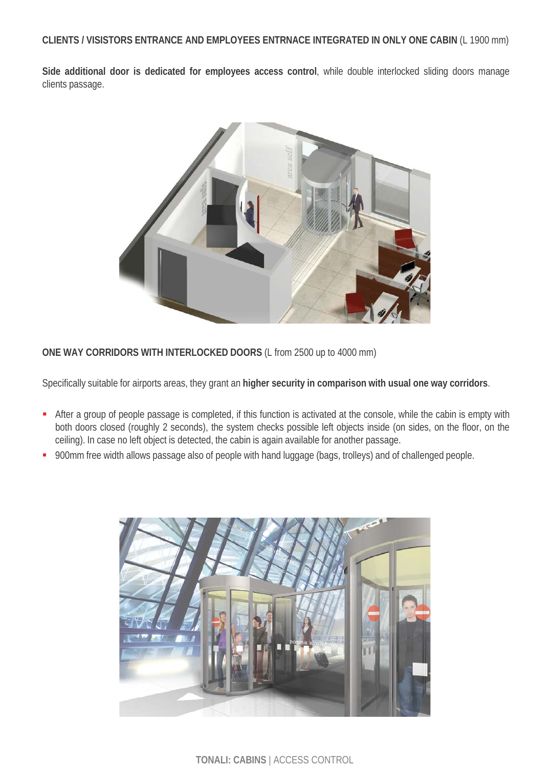**CLIENTS / VISISTORS ENTRANCE AND EMPLOYEES ENTRNACE INTEGRATED IN ONLY ONE CABIN** (L 1900 mm)

**Side additional door is dedicated for employees access control**, while double interlocked sliding doors manage clients passage.

**ONE WAY CORRIDORS WITH INTERLOCKED DOORS** (L from 2500 up to 4000 mm)

Specifically suitable for airports areas, they grant an **higher security in comparison with usual one way corridors**.

- After a group of people passage is completed, if this function is activated at the console, while the cabin is empty with both doors closed (roughly 2 seconds), the system checks possible left objects inside (on sides, on the floor, on the ceiling). In case no left object is detected, the cabin is again available for another passage.
- 900mm free width allows passage also of people with hand luggage (bags, trolleys) and of challenged people.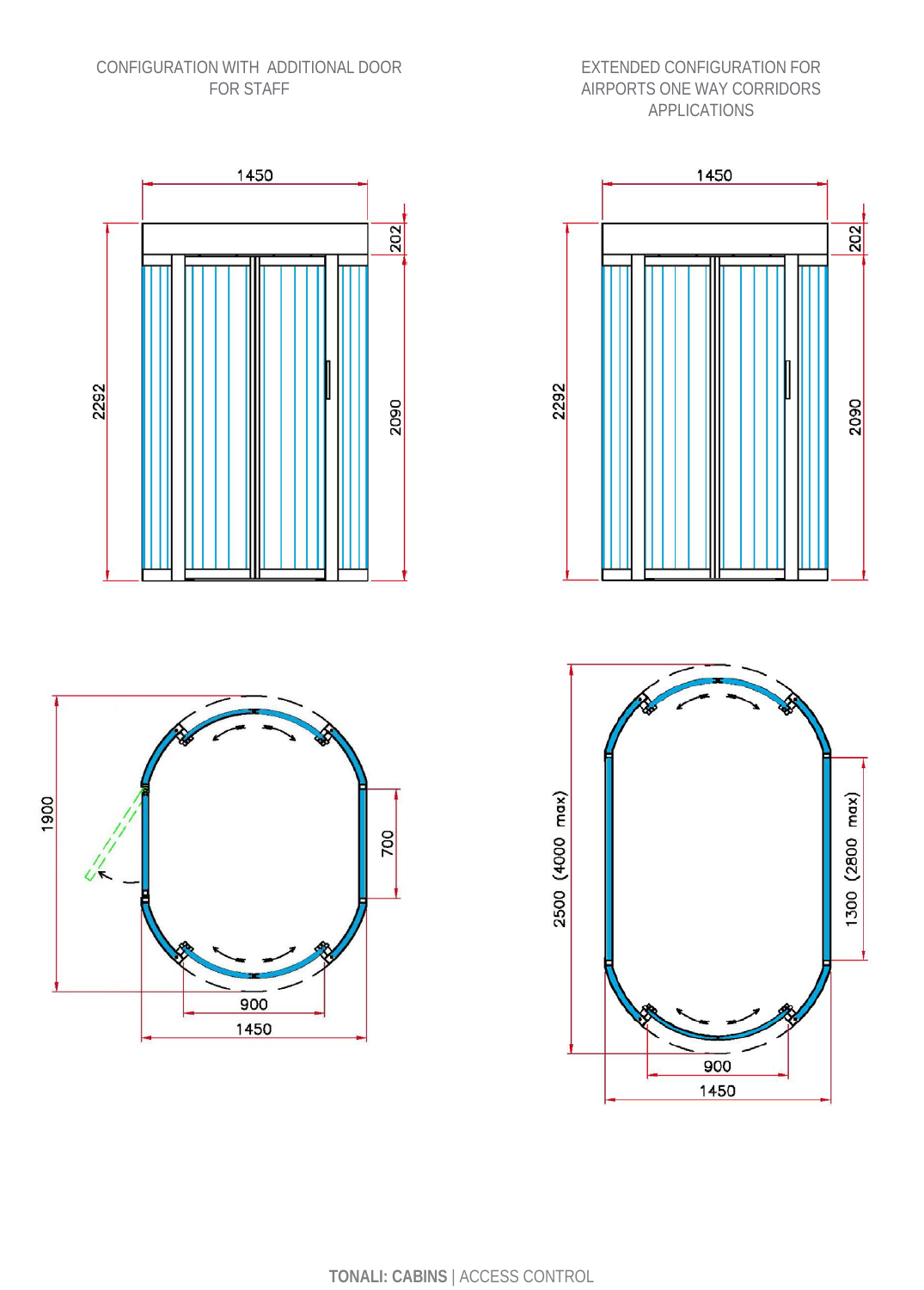CONFIGURATION WITH ADDITIONAL DOOR FOR STAFF

1450

202

2292

2090

1900

700

900

1450

EXTENDED CONFIGURATION FOR AIRPORTS ONE WAY CORRIDORS APPLICATIONS

1450

202

2292

2090

2500 (4000 max)

1300 (2800 max)

900

1450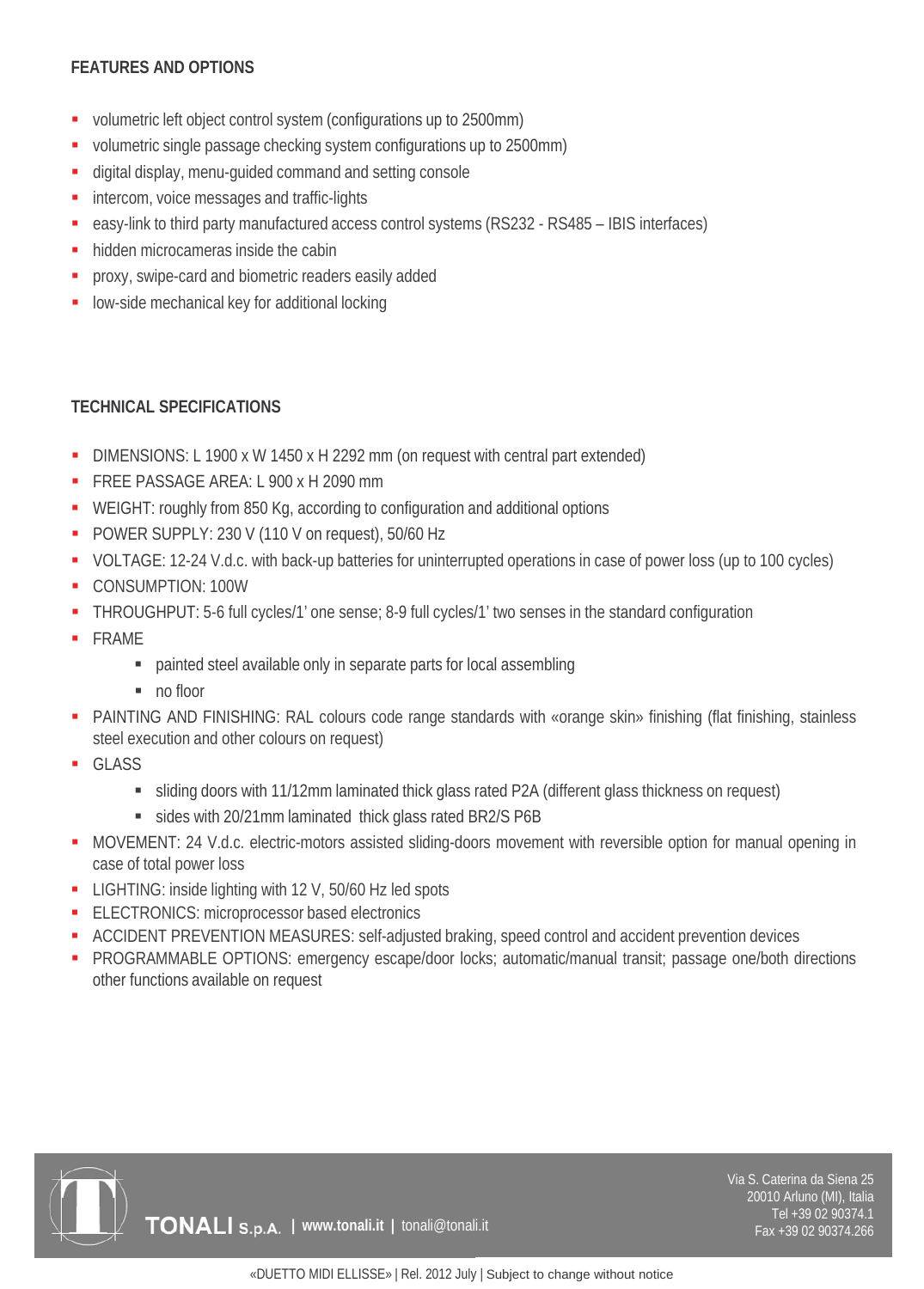## FEATURES AND OPTIONS

- volumetric left object control system (configurations up to 2500mm)
- volumetric single passage checking system configurations up to 2500mm)
- digital display, menu-guided command and setting console
- intercom, voice messages and traffic-lights
- easy-link to third party manufactured access control systems (RS232 - RS485 – IBIS interfaces)
- hidden microcameras inside the cabin
- proxy, swipe-card and biometric readers easily added
- low-side mechanical key for additional locking

## TECHNICAL SPECIFICATIONS

- DIMENSIONS: L 1900 x W 1450 x H 2292 mm (on request with central part extended)
- FREE PASSAGE AREA: L 900 x H 2090 mm
- WEIGHT: roughly from 850 Kg, according to configuration and additional options
- POWER SUPPLY: 230 V (110 V on request), 50/60 Hz
- VOLTAGE: 12-24 V.d.c. with back-up batteries for uninterrupted operations in case of power loss (up to 100 cycles)
- CONSUMPTION: 100W
- THROUGHPUT: 5-6 full cycles/1' one sense; 8-9 full cycles/1' two senses in the standard configuration
- FRAME
  - painted steel available only in separate parts for local assembling
  - no floor
- PAINTING AND FINISHING: RAL colours code range standards with «orange skin» finishing (flat finishing, stainless steel execution and other colours on request)
- GLASS
  - sliding doors with 11/12mm laminated thick glass rated P2A (different glass thickness on request)
  - sides with 20/21mm laminated thick glass rated BR2/S P6B
- MOVEMENT: 24 V.d.c. electric-motors assisted sliding-doors movement with reversible option for manual opening in case of total power loss
- LIGHTING: inside lighting with 12 V, 50/60 Hz led spots
- ELECTRONICS: microprocessor based electronics
- ACCIDENT PREVENTION MEASURES: self-adjusted braking, speed control and accident prevention devices
- PROGRAMMABLE OPTIONS: emergency escape/door locks; automatic/manual transit; passage one/both directions other functions available on request

TONALI S.p.A. | www.tonali.it | tonali@tonali.it

Via S. Caterina da Siena 25
20010 Arluno (MI), Italia
Tel +39 02 90374.1
Fax +39 02 90374.266

«DUETTO MIDI ELLISSE» | Rel. 2012 July | Subject to change without notice